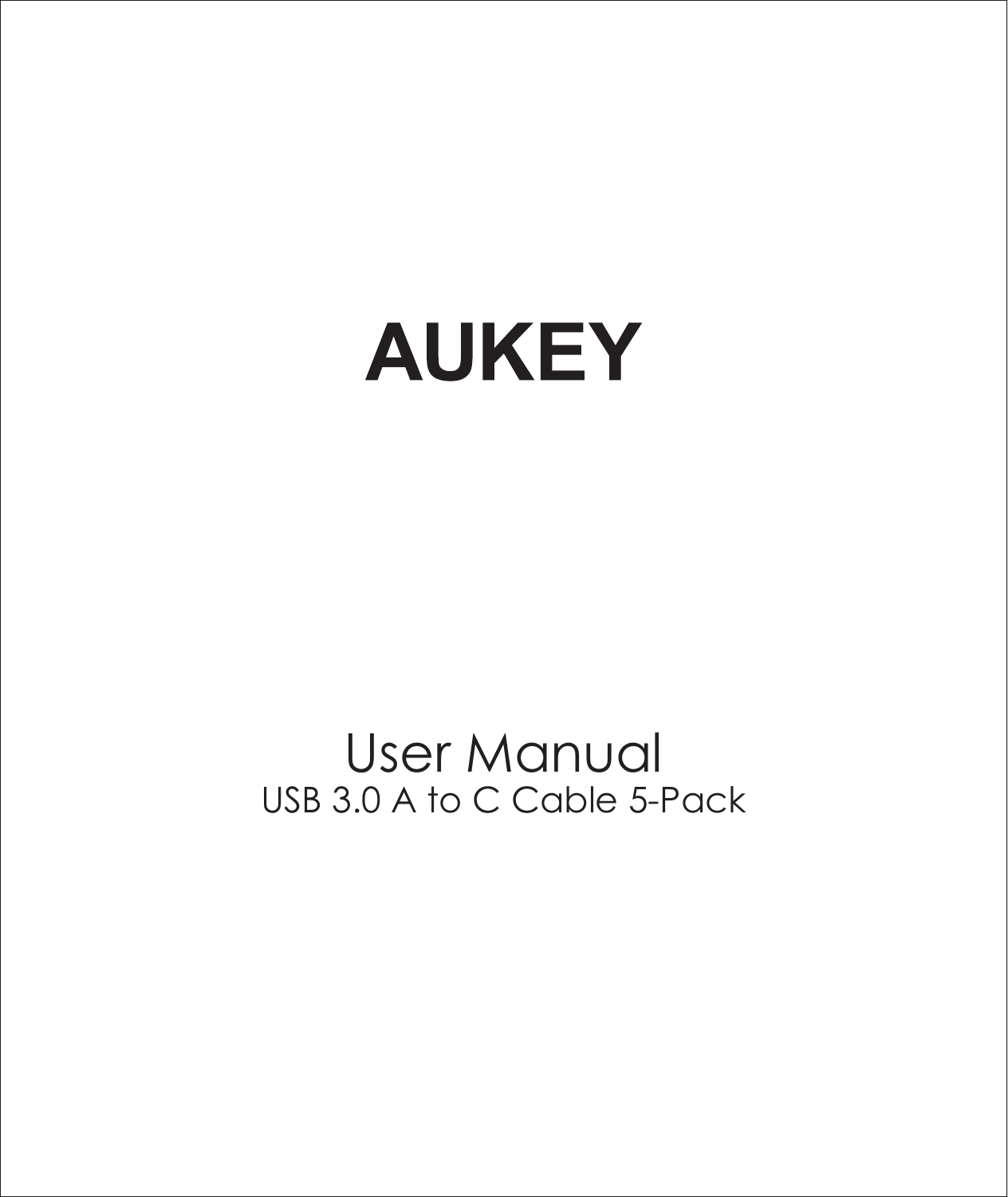# AUKEY

## User Manual

USB 3.0 A to C Cable 5-Pack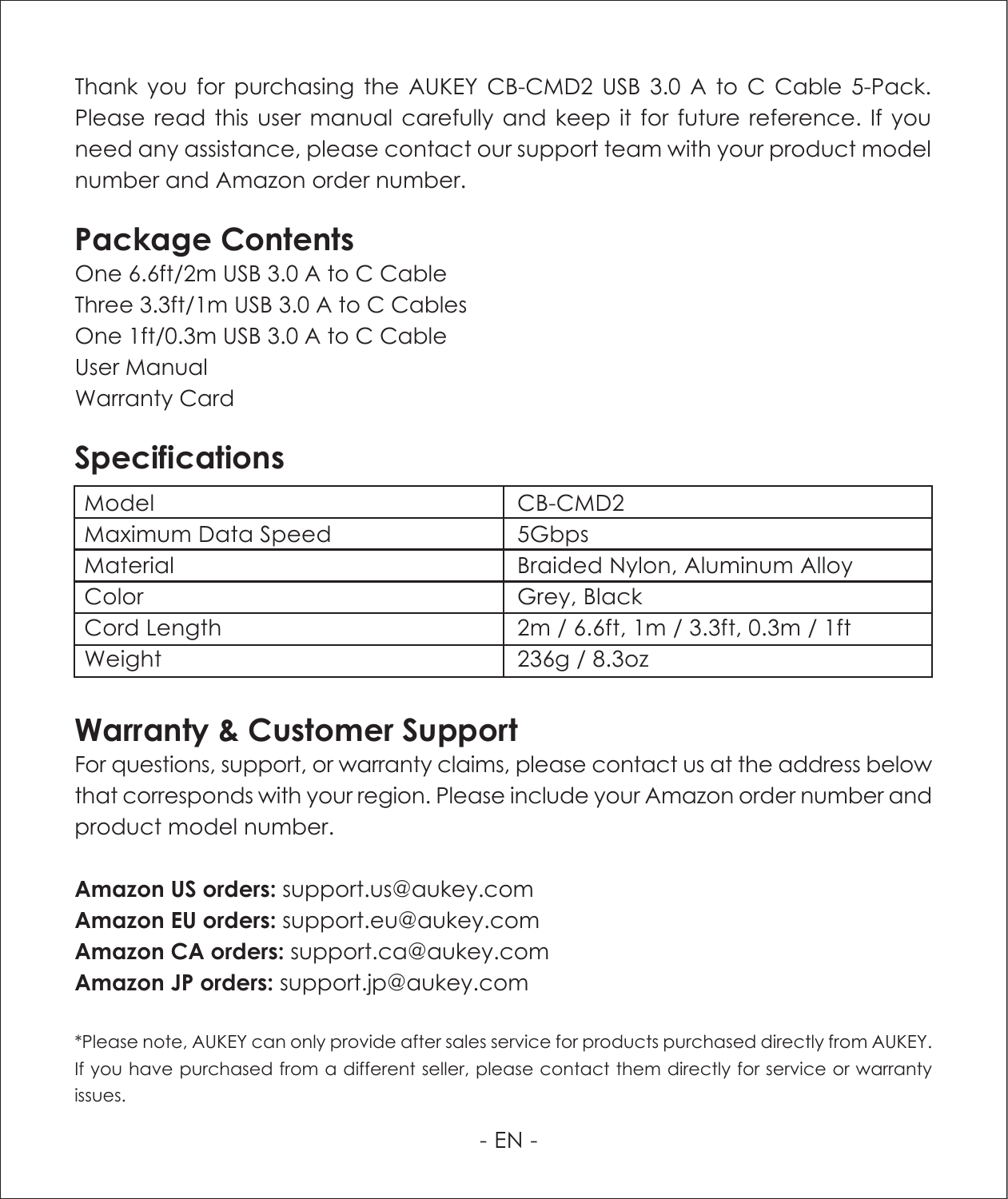Thank you for purchasing the AUKEY CB-CMD2 USB 3.0 A to C Cable 5-Pack. Please read this user manual carefully and keep it for future reference. If you need any assistance, please contact our support team with your product model number and Amazon order number.

## Package Contents

One 6.6ft/2m USB 3.0 A to C Cable
Three 3.3ft/1m USB 3.0 A to C Cables
One 1ft/0.3m USB 3.0 A to C Cable
User Manual
Warranty Card

## Specifications

| | |
|---|---|
| Model | CB-CMD2 |
| Maximum Data Speed | 5Gbps |
| Material | Braided Nylon, Aluminum Alloy |
| Color | Grey, Black |
| Cord Length | 2m / 6.6ft, 1m / 3.3ft, 0.3m / 1ft |
| Weight | 236g / 8.3oz |

## Warranty & Customer Support

For questions, support, or warranty claims, please contact us at the address below that corresponds with your region. Please include your Amazon order number and product model number.

**Amazon US orders:** support.us@aukey.com
**Amazon EU orders:** support.eu@aukey.com
**Amazon CA orders:** support.ca@aukey.com
**Amazon JP orders:** support.jp@aukey.com

*Please note, AUKEY can only provide after sales service for products purchased directly from AUKEY. If you have purchased from a different seller, please contact them directly for service or warranty issues.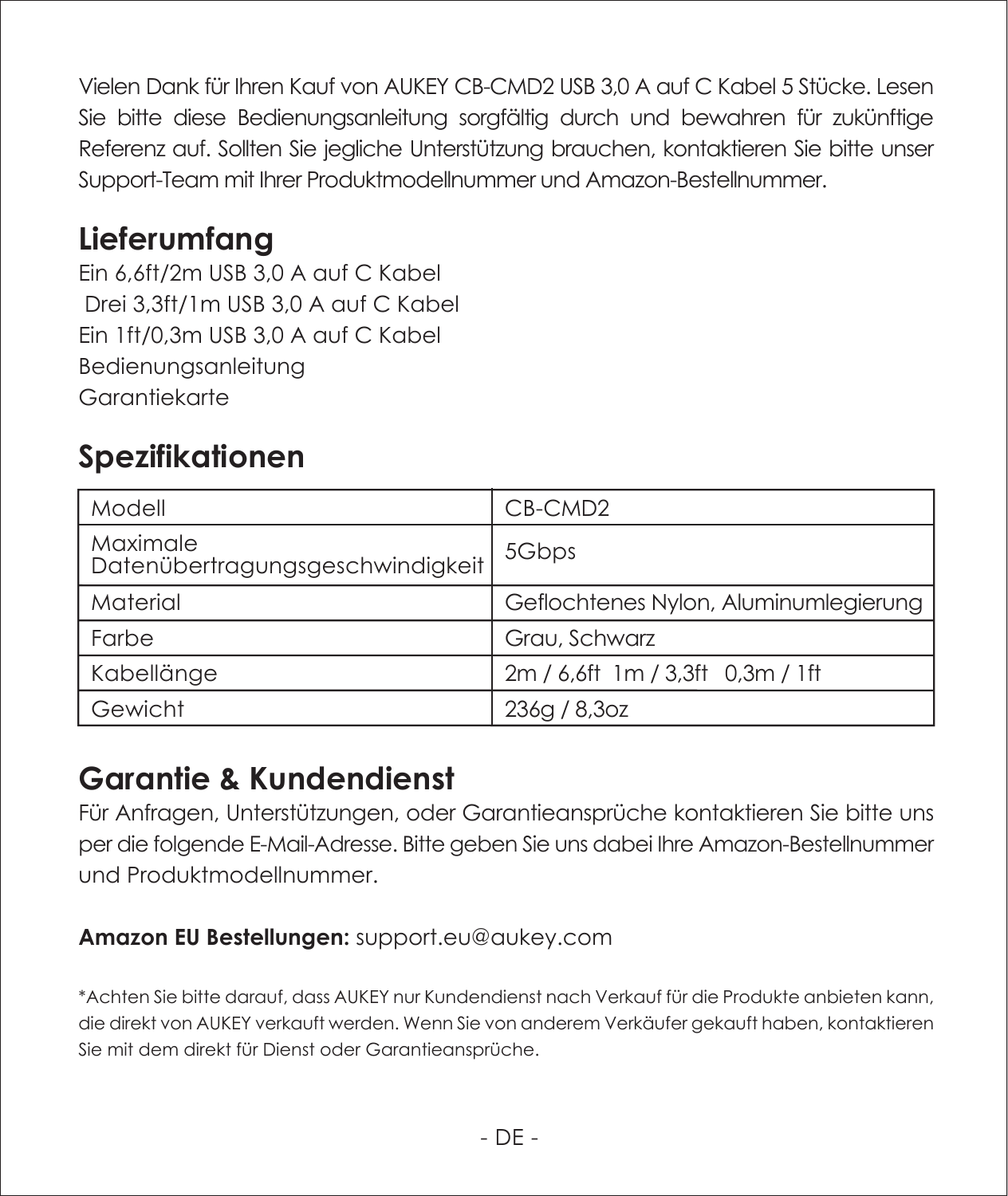Vielen Dank für Ihren Kauf von AUKEY CB-CMD2 USB 3,0 A auf C Kabel 5 Stücke. Lesen Sie bitte diese Bedienungsanleitung sorgfältig durch und bewahren für zukünftige Referenz auf. Sollten Sie jegliche Unterstützung brauchen, kontaktieren Sie bitte unser Support-Team mit Ihrer Produktmodellnummer und Amazon-Bestellnummer.

## Lieferumfang

Ein 6,6ft/2m USB 3,0 A auf C Kabel
Drei 3,3ft/1m USB 3,0 A auf C Kabel
Ein 1ft/0,3m USB 3,0 A auf C Kabel
Bedienungsanleitung
Garantiekarte

## Spezifikationen

| Modell | CB-CMD2 |
|---|---|
| Maximale Datenübertragungsgeschwindigkeit | 5Gbps |
| Material | Geflochtenes Nylon, Aluminumlegierung |
| Farbe | Grau, Schwarz |
| Kabellänge | 2m / 6,6ft 1m / 3,3ft 0,3m / 1ft |
| Gewicht | 236g / 8,3oz |

## Garantie & Kundendienst

Für Anfragen, Unterstützungen, oder Garantieansprüche kontaktieren Sie bitte uns per die folgende E-Mail-Adresse. Bitte geben Sie uns dabei Ihre Amazon-Bestellnummer und Produktmodellnummer.

**Amazon EU Bestellungen:** support.eu@aukey.com

*Achten Sie bitte darauf, dass AUKEY nur Kundendienst nach Verkauf für die Produkte anbieten kann, die direkt von AUKEY verkauft werden. Wenn Sie von anderem Verkäufer gekauft haben, kontaktieren Sie mit dem direkt für Dienst oder Garantieansprüche.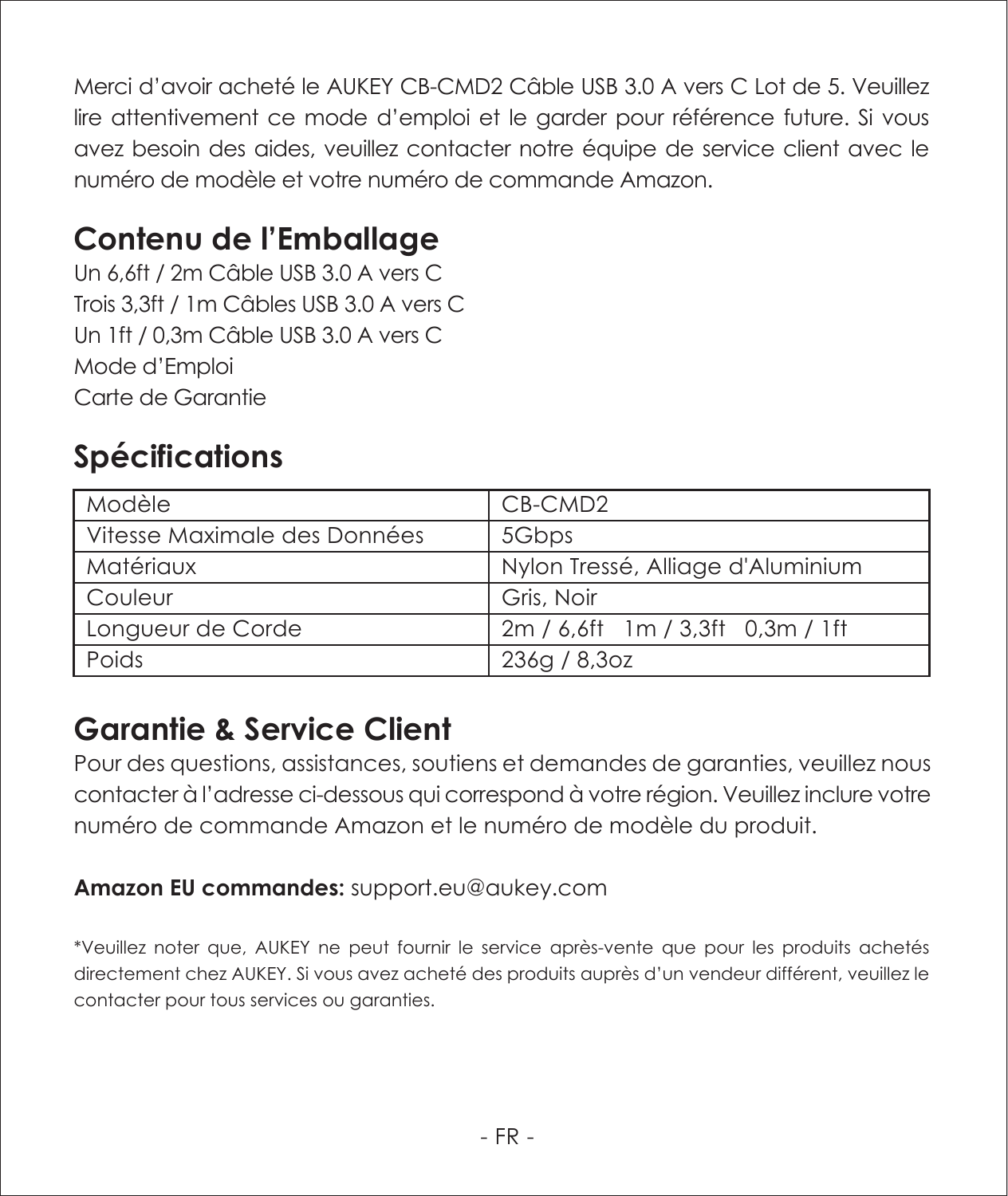Merci d'avoir acheté le AUKEY CB-CMD2 Câble USB 3.0 A vers C Lot de 5. Veuillez lire attentivement ce mode d'emploi et le garder pour référence future. Si vous avez besoin des aides, veuillez contacter notre équipe de service client avec le numéro de modèle et votre numéro de commande Amazon.

## Contenu de l'Emballage

Un 6,6ft / 2m Câble USB 3.0 A vers C
Trois 3,3ft / 1m Câbles USB 3.0 A vers C
Un 1ft / 0,3m Câble USB 3.0 A vers C
Mode d'Emploi
Carte de Garantie

## Spécifications

| Modèle | CB-CMD2 |
| --- | --- |
| Vitesse Maximale des Données | 5Gbps |
| Matériaux | Nylon Tressé, Alliage d'Aluminium |
| Couleur | Gris, Noir |
| Longueur de Corde | 2m / 6,6ft   1m / 3,3ft   0,3m / 1ft |
| Poids | 236g / 8,3oz |

## Garantie & Service Client

Pour des questions, assistances, soutiens et demandes de garanties, veuillez nous contacter à l'adresse ci-dessous qui correspond à votre région. Veuillez inclure votre numéro de commande Amazon et le numéro de modèle du produit.

**Amazon EU commandes:** support.eu@aukey.com

*Veuillez noter que, AUKEY ne peut fournir le service après-vente que pour les produits achetés directement chez AUKEY. Si vous avez acheté des produits auprès d'un vendeur différent, veuillez le contacter pour tous services ou garanties.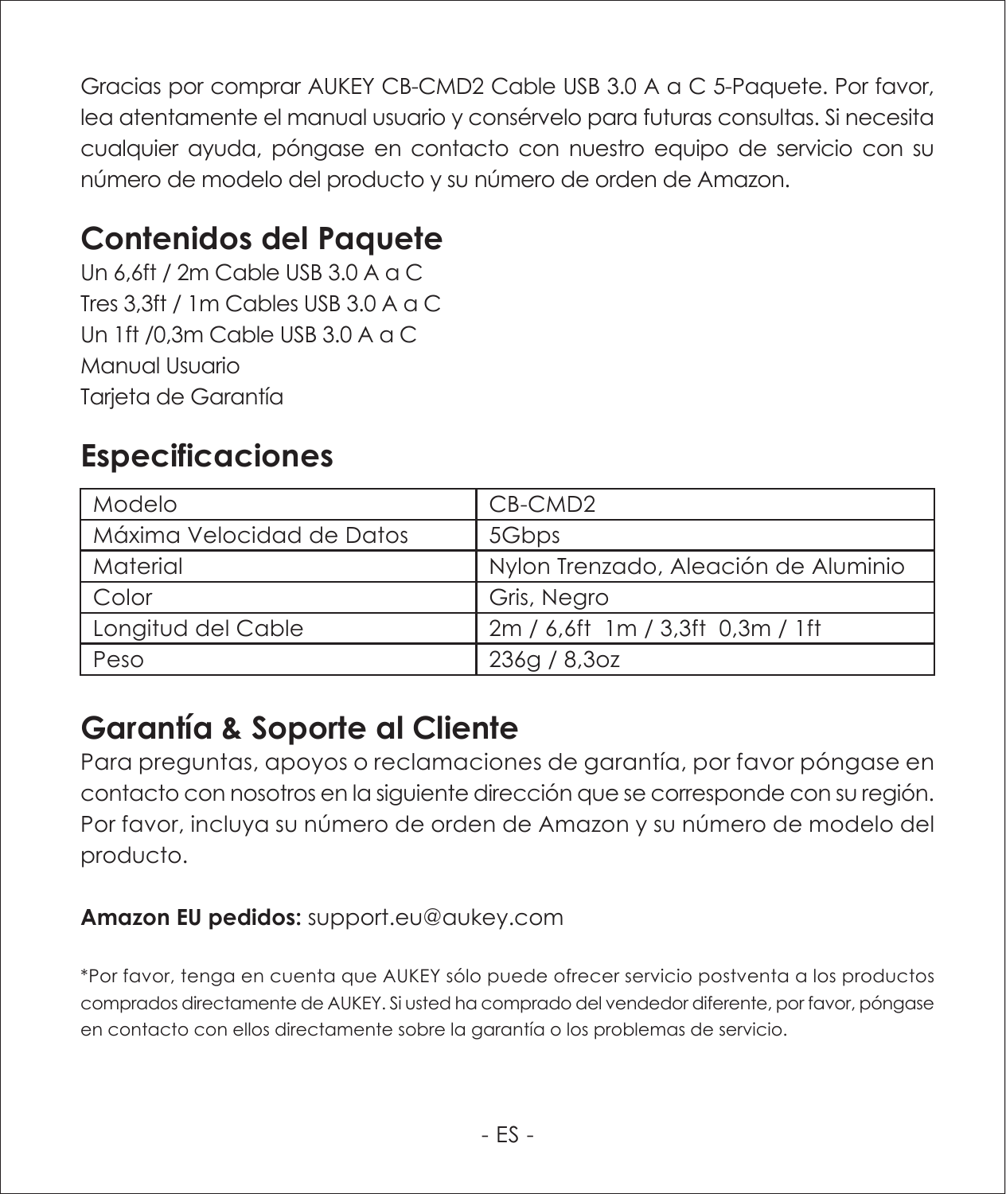Gracias por comprar AUKEY CB-CMD2 Cable USB 3.0 A a C 5-Paquete. Por favor, lea atentamente el manual usuario y consérvelo para futuras consultas. Si necesita cualquier ayuda, póngase en contacto con nuestro equipo de servicio con su número de modelo del producto y su número de orden de Amazon.

## Contenidos del Paquete

Un 6,6ft / 2m Cable USB 3.0 A a C
Tres 3,3ft / 1m Cables USB 3.0 A a C
Un 1ft /0,3m Cable USB 3.0 A a C
Manual Usuario
Tarjeta de Garantía

## Especificaciones

| Modelo | CB-CMD2 |
| --- | --- |
| Máxima Velocidad de Datos | 5Gbps |
| Material | Nylon Trenzado, Aleación de Aluminio |
| Color | Gris, Negro |
| Longitud del Cable | 2m / 6,6ft 1m / 3,3ft 0,3m / 1ft |
| Peso | 236g / 8,3oz |

## Garantía & Soporte al Cliente

Para preguntas, apoyos o reclamaciones de garantía, por favor póngase en contacto con nosotros en la siguiente dirección que se corresponde con su región. Por favor, incluya su número de orden de Amazon y su número de modelo del producto.

**Amazon EU pedidos:** support.eu@aukey.com

*Por favor, tenga en cuenta que AUKEY sólo puede ofrecer servicio postventa a los productos comprados directamente de AUKEY. Si usted ha comprado del vendedor diferente, por favor, póngase en contacto con ellos directamente sobre la garantía o los problemas de servicio.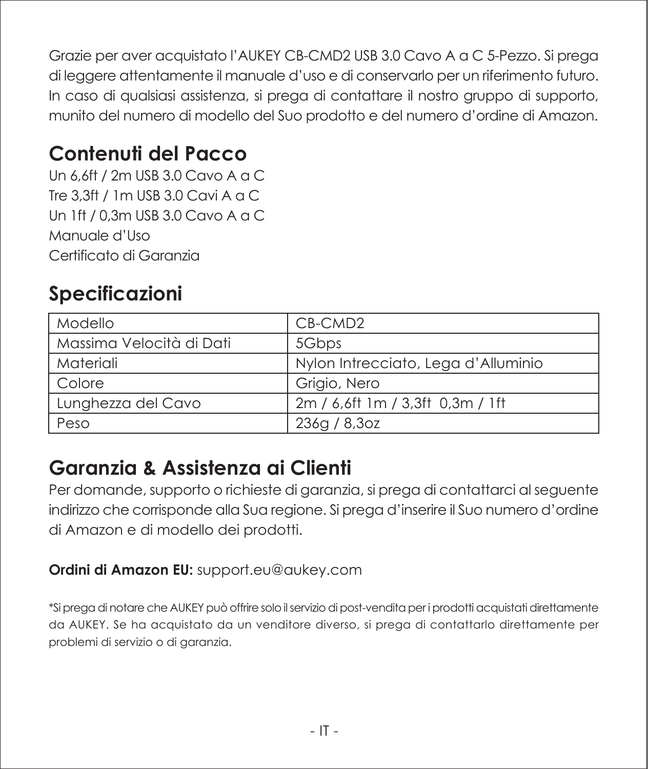Grazie per aver acquistato l'AUKEY CB-CMD2 USB 3.0 Cavo A a C 5-Pezzo. Si prega di leggere attentamente il manuale d'uso e di conservarlo per un riferimento futuro. In caso di qualsiasi assistenza, si prega di contattare il nostro gruppo di supporto, munito del numero di modello del Suo prodotto e del numero d'ordine di Amazon.

## Contenuti del Pacco

Un 6,6ft / 2m USB 3.0 Cavo A a C
Tre 3,3ft / 1m USB 3.0 Cavi A a C
Un 1ft / 0,3m USB 3.0 Cavo A a C
Manuale d'Uso
Certificato di Garanzia

## Specificazioni

| Modello | CB-CMD2 |
|---|---|
| Massima Velocità di Dati | 5Gbps |
| Materiali | Nylon Intrecciato, Lega d'Alluminio |
| Colore | Grigio, Nero |
| Lunghezza del Cavo | 2m / 6,6ft 1m / 3,3ft 0,3m / 1ft |
| Peso | 236g / 8,3oz |

## Garanzia & Assistenza ai Clienti

Per domande, supporto o richieste di garanzia, si prega di contattarci al seguente indirizzo che corrisponde alla Sua regione. Si prega d'inserire il Suo numero d'ordine di Amazon e di modello dei prodotti.

**Ordini di Amazon EU:** support.eu@aukey.com

*Si prega di notare che AUKEY può offrire solo il servizio di post-vendita per i prodotti acquistati direttamente da AUKEY. Se ha acquistato da un venditore diverso, si prega di contattarlo direttamente per problemi di servizio o di garanzia.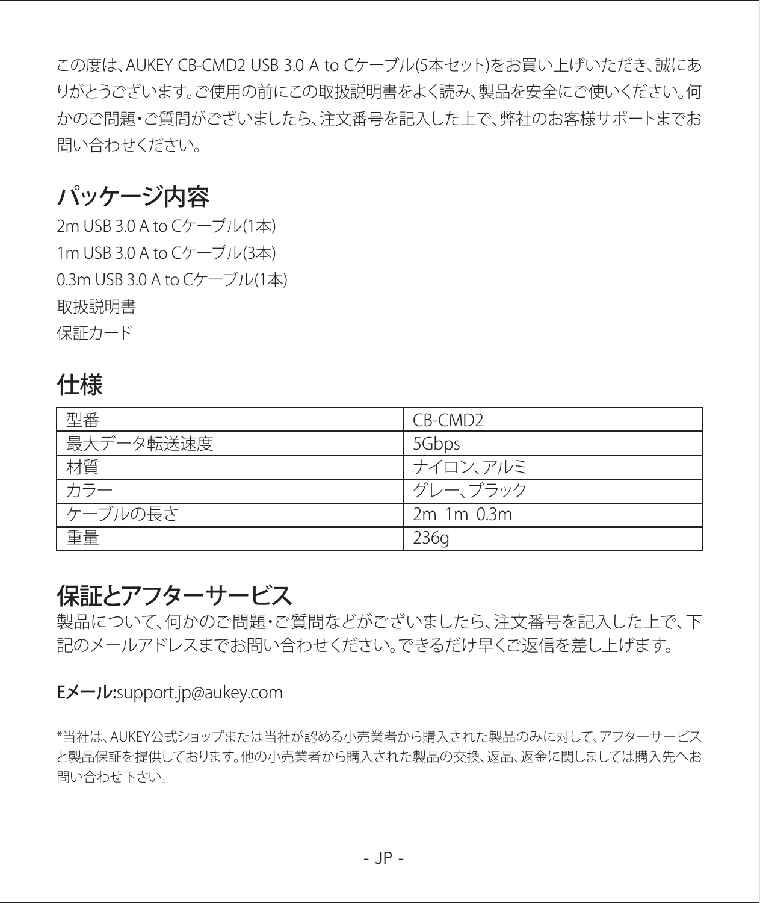この度は、AUKEY CB-CMD2 USB 3.0 A to Cケーブル(5本セット)をお買い上げいただき、誠にありがとうございます。ご使用の前にこの取扱説明書をよく読み、製品を安全にご使いください。何かのご問題・ご質問がございましたら、注文番号を記入した上で、弊社のお客様サポートまでお問い合わせください。

## パッケージ内容

2m USB 3.0 A to Cケーブル(1本)
1m USB 3.0 A to Cケーブル(3本)
0.3m USB 3.0 A to Cケーブル(1本)
取扱説明書
保証カード

## 仕様

| 型番 | CB-CMD2 |
|---|---|
| 最大データ転送速度 | 5Gbps |
| 材質 | ナイロン、アルミ |
| カラー | グレー、ブラック |
| ケーブルの長さ | 2m 1m 0.3m |
| 重量 | 236g |

## 保証とアフターサービス

製品について、何かのご問題・ご質問などがございましたら、注文番号を記入した上で、下記のメールアドレスまでお問い合わせください。できるだけ早くご返信を差し上げます。

**Eメール:**support.jp@aukey.com

*当社は、AUKEY公式ショップまたは当社が認める小売業者から購入された製品のみに対して、アフターサービスと製品保証を提供しております。他の小売業者から購入された製品の交換、返品、返金に関しましては購入先へお問い合わせ下さい。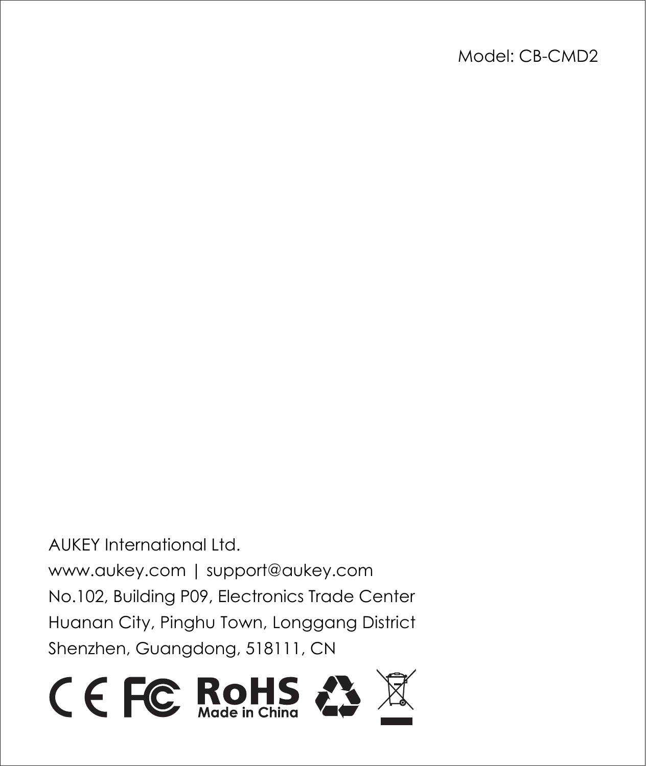Model: CB-CMD2

AUKEY International Ltd.

www.aukey.com | support@aukey.com

No.102, Building P09, Electronics Trade Center

Huanan City, Pinghu Town, Longgang District

Shenzhen, Guangdong, 518111, CN

RoHS

Made in China